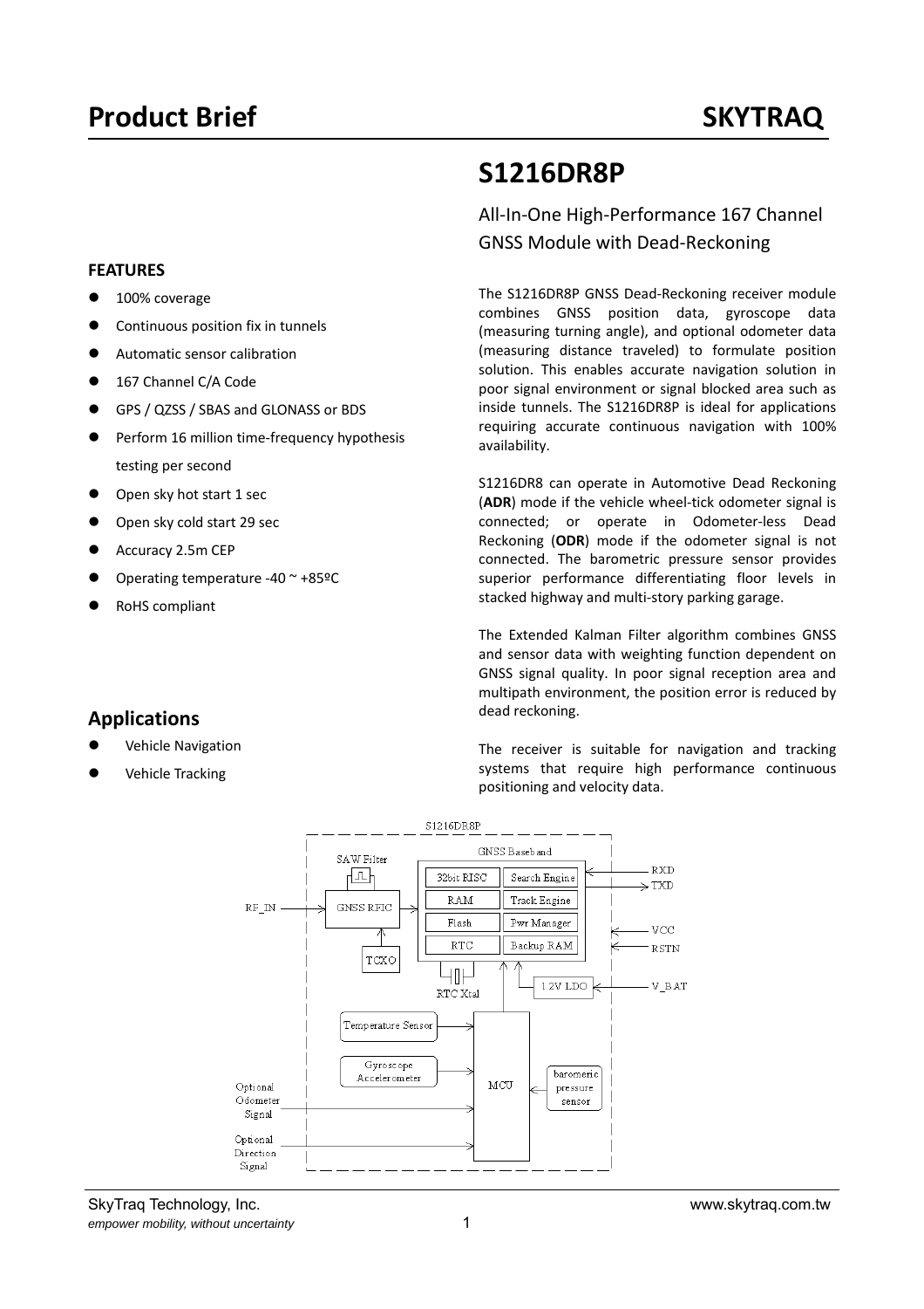# Product Brief

**SKYTRAQ**

# S1216DR8P

All-In-One High-Performance 167 Channel GNSS Module with Dead-Reckoning

## FEATURES

- 100% coverage
- Continuous position fix in tunnels
- Automatic sensor calibration
- 167 Channel C/A Code
- GPS / QZSS / SBAS and GLONASS or BDS
- Perform 16 million time-frequency hypothesis testing per second
- Open sky hot start 1 sec
- Open sky cold start 29 sec
- Accuracy 2.5m CEP
- Operating temperature -40 ~ +85ºC
- RoHS compliant

## Applications

- Vehicle Navigation
- Vehicle Tracking

The S1216DR8P GNSS Dead-Reckoning receiver module combines GNSS position data, gyroscope data (measuring turning angle), and optional odometer data (measuring distance traveled) to formulate position solution. This enables accurate navigation solution in poor signal environment or signal blocked area such as inside tunnels. The S1216DR8P is ideal for applications requiring accurate continuous navigation with 100% availability.

S1216DR8 can operate in Automotive Dead Reckoning (**ADR**) mode if the vehicle wheel-tick odometer signal is connected; or operate in Odometer-less Dead Reckoning (**ODR**) mode if the odometer signal is not connected. The barometric pressure sensor provides superior performance differentiating floor levels in stacked highway and multi-story parking garage.

The Extended Kalman Filter algorithm combines GNSS and sensor data with weighting function dependent on GNSS signal quality. In poor signal reception area and multipath environment, the position error is reduced by dead reckoning.

The receiver is suitable for navigation and tracking systems that require high performance continuous positioning and velocity data.

S1216DR8P

SAW Filter, GNSS RFIC, TCXO, GNSS Baseband (32bit RISC, Search Engine, RAM, Track Engine, Flash, Pwr Manager, RTC, Backup RAM), RTC Xtal, 1.2V LDO, Temperature Sensor, Gyroscope Accelerometer, MCU, barometric pressure sensor

RF_IN, RXD, TXD, VCC, RSTN, V_BAT, Optional Odometer Signal, Optional Direction Signal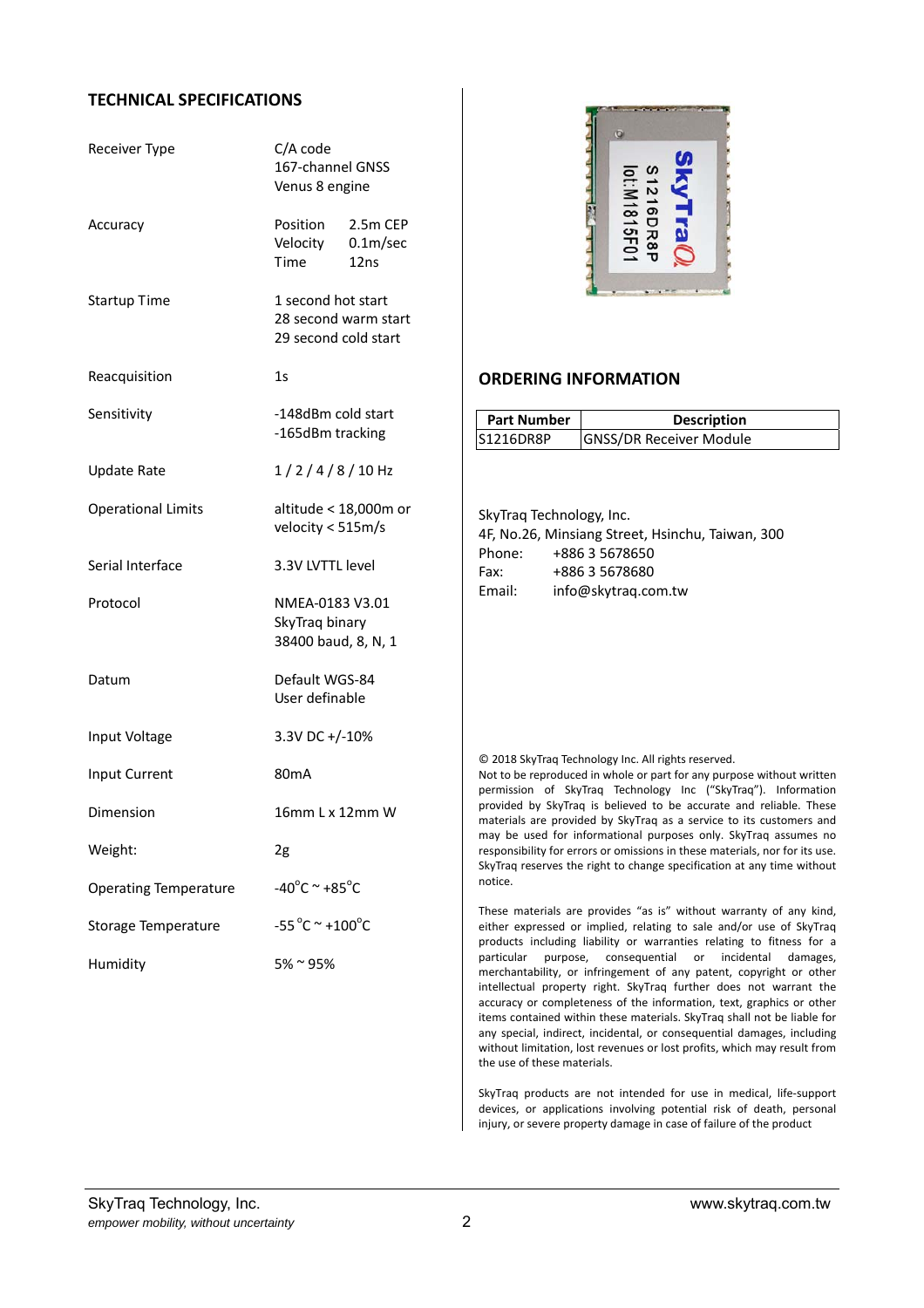## TECHNICAL SPECIFICATIONS

| | |
|---|---|
| Receiver Type | C/A code<br>167-channel GNSS<br>Venus 8 engine |
| Accuracy | Position 2.5m CEP<br>Velocity 0.1m/sec<br>Time 12ns |
| Startup Time | 1 second hot start<br>28 second warm start<br>29 second cold start |
| Reacquisition | 1s |
| Sensitivity | -148dBm cold start<br>-165dBm tracking |
| Update Rate | 1 / 2 / 4 / 8 / 10 Hz |
| Operational Limits | altitude < 18,000m or<br>velocity < 515m/s |
| Serial Interface | 3.3V LVTTL level |
| Protocol | NMEA-0183 V3.01<br>SkyTraq binary<br>38400 baud, 8, N, 1 |
| Datum | Default WGS-84<br>User definable |
| Input Voltage | 3.3V DC +/-10% |
| Input Current | 80mA |
| Dimension | 16mm L x 12mm W |
| Weight: | 2g |
| Operating Temperature | -40°C ~ +85°C |
| Storage Temperature | -55 °C ~ +100°C |
| Humidity | 5% ~ 95% |

## ORDERING INFORMATION

| Part Number | Description |
|---|---|
| S1216DR8P | GNSS/DR Receiver Module |

SkyTraq Technology, Inc.
4F, No.26, Minsiang Street, Hsinchu, Taiwan, 300
Phone: +886 3 5678650
Fax: +886 3 5678680
Email: info@skytraq.com.tw

© 2018 SkyTraq Technology Inc. All rights reserved.
Not to be reproduced in whole or part for any purpose without written permission of SkyTraq Technology Inc ("SkyTraq"). Information provided by SkyTraq is believed to be accurate and reliable. These materials are provided by SkyTraq as a service to its customers and may be used for informational purposes only. SkyTraq assumes no responsibility for errors or omissions in these materials, nor for its use. SkyTraq reserves the right to change specification at any time without notice.

These materials are provides "as is" without warranty of any kind, either expressed or implied, relating to sale and/or use of SkyTraq products including liability or warranties relating to fitness for a particular purpose, consequential or incidental damages, merchantability, or infringement of any patent, copyright or other intellectual property right. SkyTraq further does not warrant the accuracy or completeness of the information, text, graphics or other items contained within these materials. SkyTraq shall not be liable for any special, indirect, incidental, or consequential damages, including without limitation, lost revenues or lost profits, which may result from the use of these materials.

SkyTraq products are not intended for use in medical, life-support devices, or applications involving potential risk of death, personal injury, or severe property damage in case of failure of the product